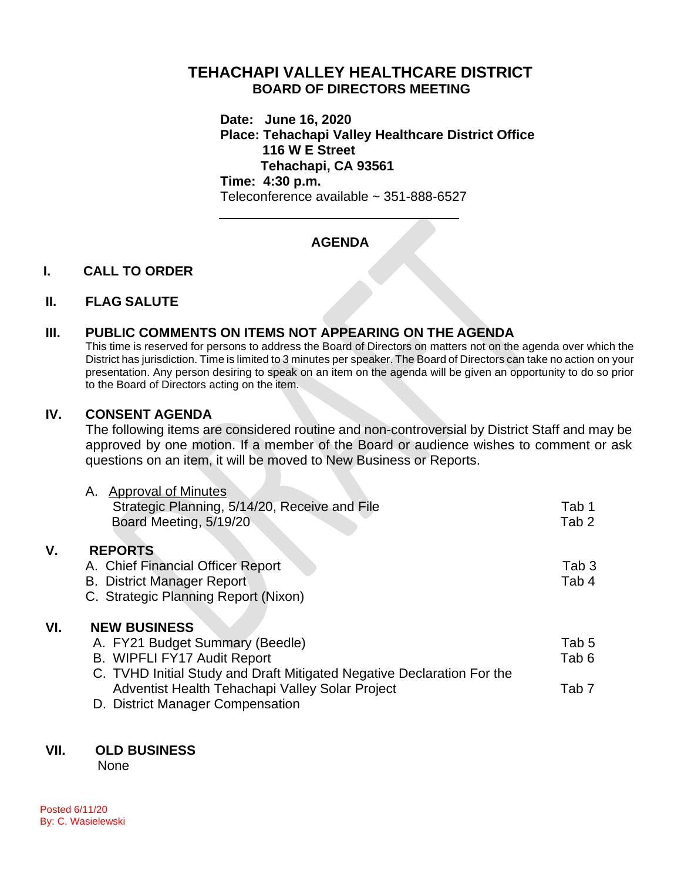# TEHACHAPI VALLEY HEALTHCARE DISTRICT
## BOARD OF DIRECTORS MEETING

**Date: June 16, 2020**
**Place: Tehachapi Valley Healthcare District Office**
**116 W E Street**
**Tehachapi, CA 93561**
**Time: 4:30 p.m.**
Teleconference available ~ 351-888-6527

---

**AGENDA**

## I. CALL TO ORDER

## II. FLAG SALUTE

## III. PUBLIC COMMENTS ON ITEMS NOT APPEARING ON THE AGENDA

This time is reserved for persons to address the Board of Directors on matters not on the agenda over which the District has jurisdiction. Time is limited to 3 minutes per speaker. The Board of Directors can take no action on your presentation. Any person desiring to speak on an item on the agenda will be given an opportunity to do so prior to the Board of Directors acting on the item.

## IV. CONSENT AGENDA

The following items are considered routine and non-controversial by District Staff and may be approved by one motion. If a member of the Board or audience wishes to comment or ask questions on an item, it will be moved to New Business or Reports.

A. Approval of Minutes
- Strategic Planning, 5/14/20, Receive and File — Tab 1
- Board Meeting, 5/19/20 — Tab 2

## V. REPORTS

A. Chief Financial Officer Report — Tab 3
B. District Manager Report — Tab 4
C. Strategic Planning Report (Nixon)

## VI. NEW BUSINESS

A. FY21 Budget Summary (Beedle) — Tab 5
B. WIPFLI FY17 Audit Report — Tab 6
C. TVHD Initial Study and Draft Mitigated Negative Declaration For the Adventist Health Tehachapi Valley Solar Project — Tab 7
D. District Manager Compensation

## VII. OLD BUSINESS

None

Posted 6/11/20
By: C. Wasielewski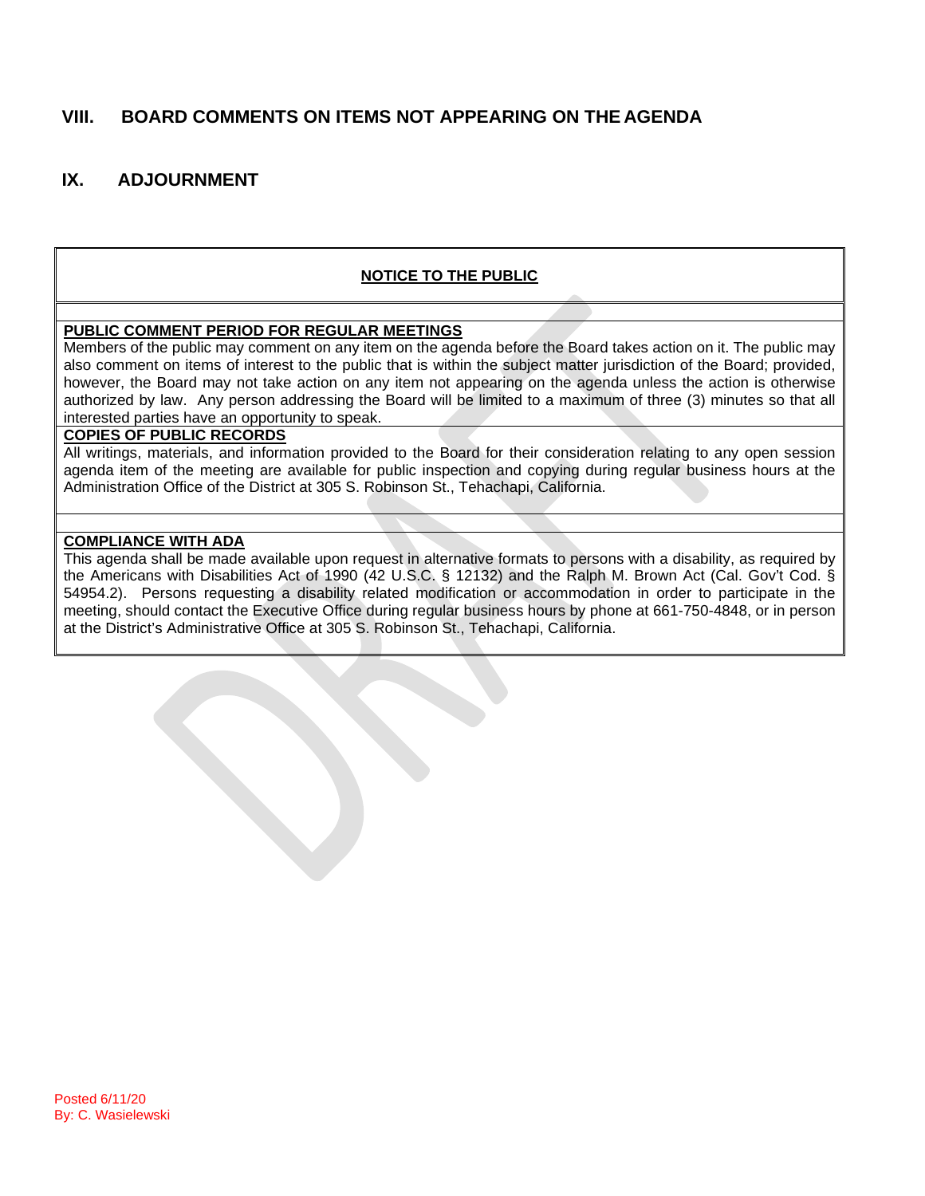## VIII. BOARD COMMENTS ON ITEMS NOT APPEARING ON THE AGENDA

## IX. ADJOURNMENT

**NOTICE TO THE PUBLIC**

**PUBLIC COMMENT PERIOD FOR REGULAR MEETINGS**

Members of the public may comment on any item on the agenda before the Board takes action on it. The public may also comment on items of interest to the public that is within the subject matter jurisdiction of the Board; provided, however, the Board may not take action on any item not appearing on the agenda unless the action is otherwise authorized by law. Any person addressing the Board will be limited to a maximum of three (3) minutes so that all interested parties have an opportunity to speak.

**COPIES OF PUBLIC RECORDS**

All writings, materials, and information provided to the Board for their consideration relating to any open session agenda item of the meeting are available for public inspection and copying during regular business hours at the Administration Office of the District at 305 S. Robinson St., Tehachapi, California.

**COMPLIANCE WITH ADA**

This agenda shall be made available upon request in alternative formats to persons with a disability, as required by the Americans with Disabilities Act of 1990 (42 U.S.C. § 12132) and the Ralph M. Brown Act (Cal. Gov't Cod. § 54954.2). Persons requesting a disability related modification or accommodation in order to participate in the meeting, should contact the Executive Office during regular business hours by phone at 661-750-4848, or in person at the District's Administrative Office at 305 S. Robinson St., Tehachapi, California.

Posted 6/11/20
By: C. Wasielewski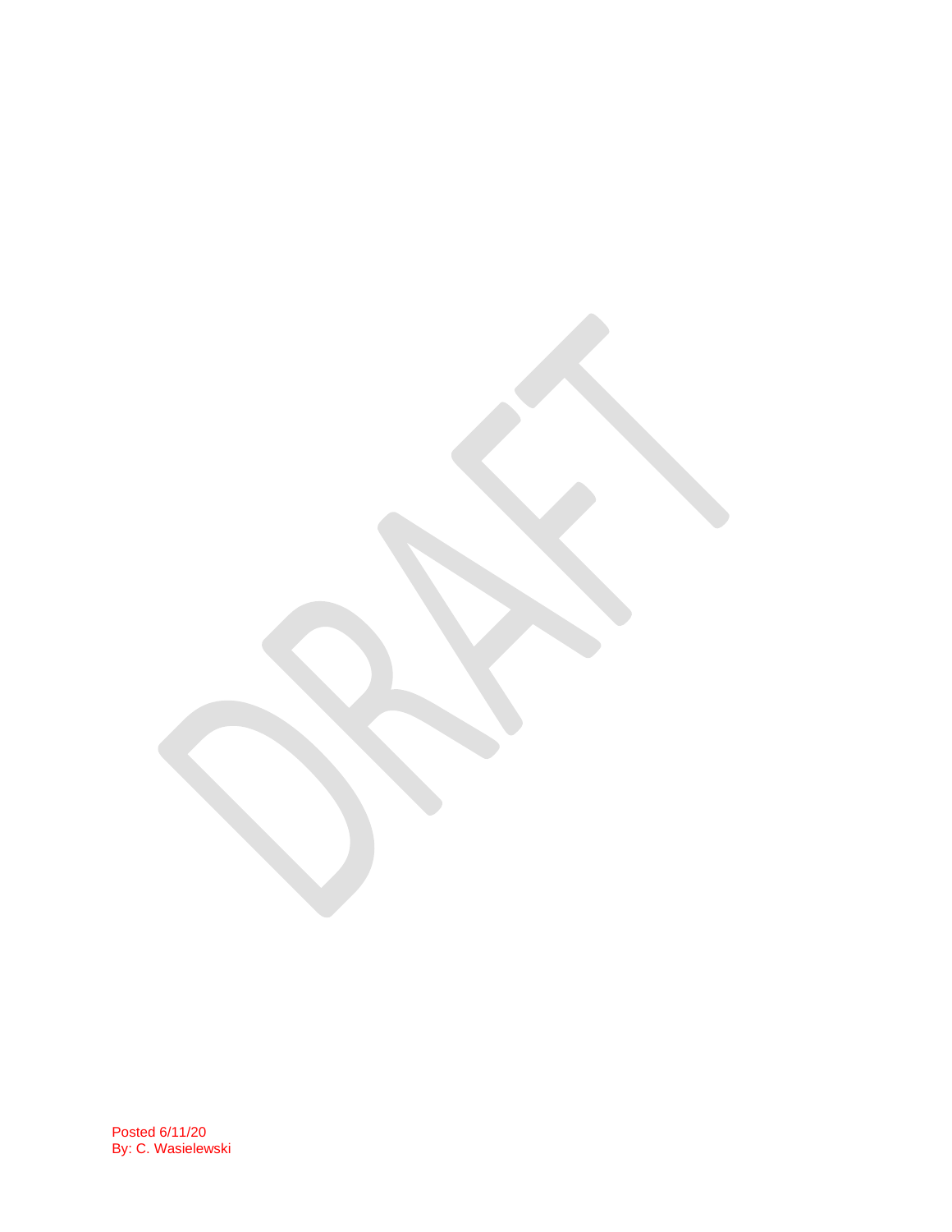DRAFT

Posted 6/11/20
By: C. Wasielewski